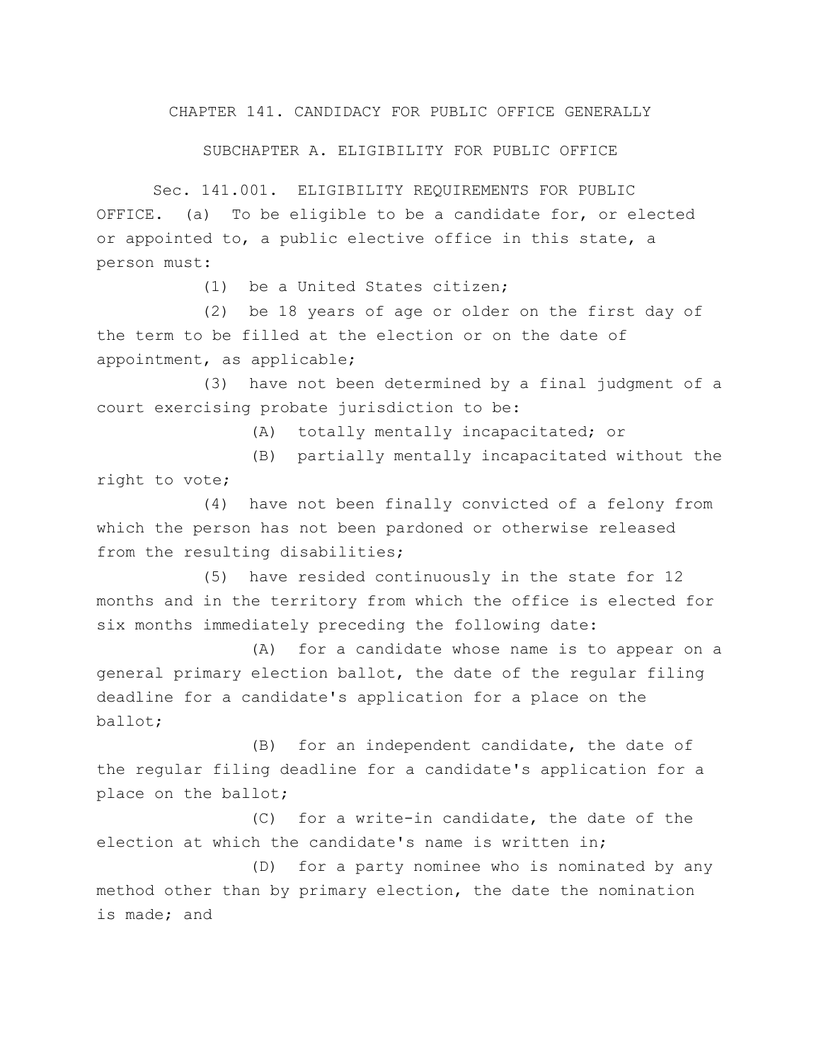# CHAPTER 141. CANDIDACY FOR PUBLIC OFFICE GENERALLY

## SUBCHAPTER A. ELIGIBILITY FOR PUBLIC OFFICE

Sec. 141.001. ELIGIBILITY REQUIREMENTS FOR PUBLIC OFFICE. (a) To be eligible to be a candidate for, or elected or appointed to, a public elective office in this state, a person must:

(1) be a United States citizen;

(2) be 18 years of age or older on the first day of the term to be filled at the election or on the date of appointment, as applicable;

(3) have not been determined by a final judgment of a court exercising probate jurisdiction to be:

(A) totally mentally incapacitated; or

(B) partially mentally incapacitated without the right to vote;

(4) have not been finally convicted of a felony from which the person has not been pardoned or otherwise released from the resulting disabilities;

(5) have resided continuously in the state for 12 months and in the territory from which the office is elected for six months immediately preceding the following date:

(A) for a candidate whose name is to appear on a general primary election ballot, the date of the regular filing deadline for a candidate's application for a place on the ballot;

(B) for an independent candidate, the date of the regular filing deadline for a candidate's application for a place on the ballot;

(C) for a write-in candidate, the date of the election at which the candidate's name is written in;

(D) for a party nominee who is nominated by any method other than by primary election, the date the nomination is made; and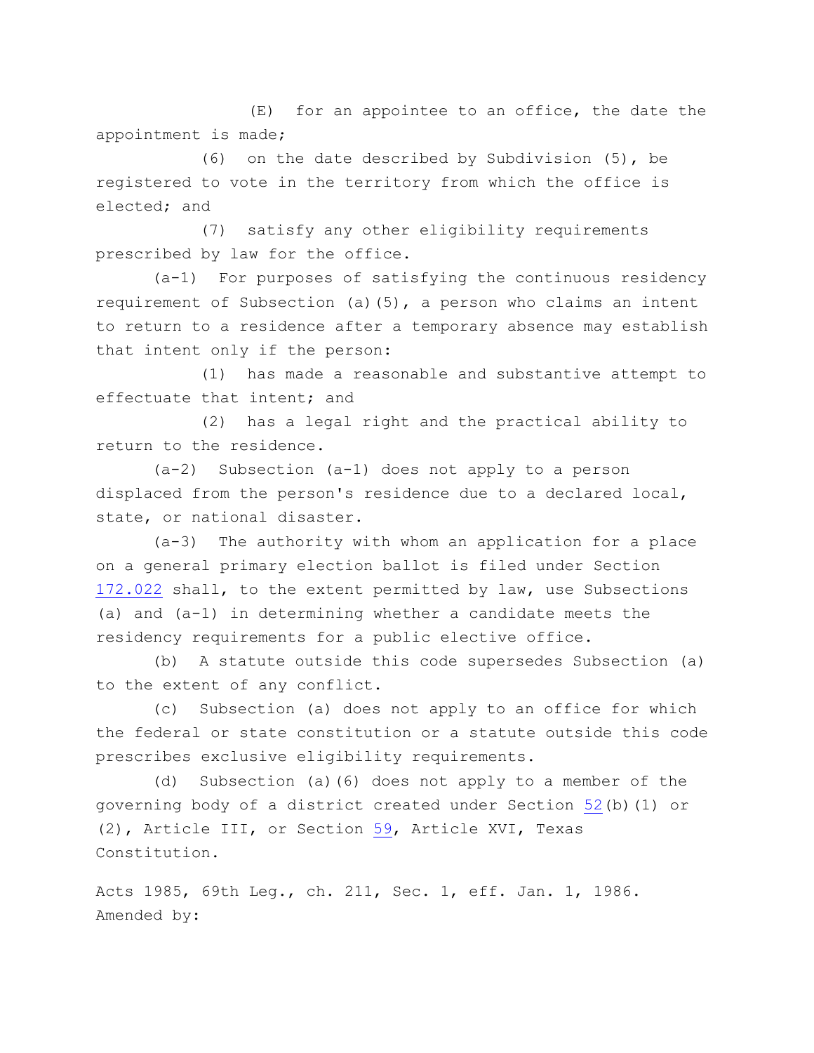(E) for an appointee to an office, the date the appointment is made;

(6) on the date described by Subdivision (5), be registered to vote in the territory from which the office is elected; and

(7) satisfy any other eligibility requirements prescribed by law for the office.

(a-1) For purposes of satisfying the continuous residency requirement of Subsection (a)(5), a person who claims an intent to return to a residence after a temporary absence may establish that intent only if the person:

(1) has made a reasonable and substantive attempt to effectuate that intent; and

(2) has a legal right and the practical ability to return to the residence.

(a-2) Subsection (a-1) does not apply to a person displaced from the person's residence due to a declared local, state, or national disaster.

(a-3) The authority with whom an application for a place on a general primary election ballot is filed under Section 172.022 shall, to the extent permitted by law, use Subsections (a) and (a-1) in determining whether a candidate meets the residency requirements for a public elective office.

(b) A statute outside this code supersedes Subsection (a) to the extent of any conflict.

(c) Subsection (a) does not apply to an office for which the federal or state constitution or a statute outside this code prescribes exclusive eligibility requirements.

(d) Subsection (a)(6) does not apply to a member of the governing body of a district created under Section 52(b)(1) or (2), Article III, or Section 59, Article XVI, Texas Constitution.

Acts 1985, 69th Leg., ch. 211, Sec. 1, eff. Jan. 1, 1986.
Amended by: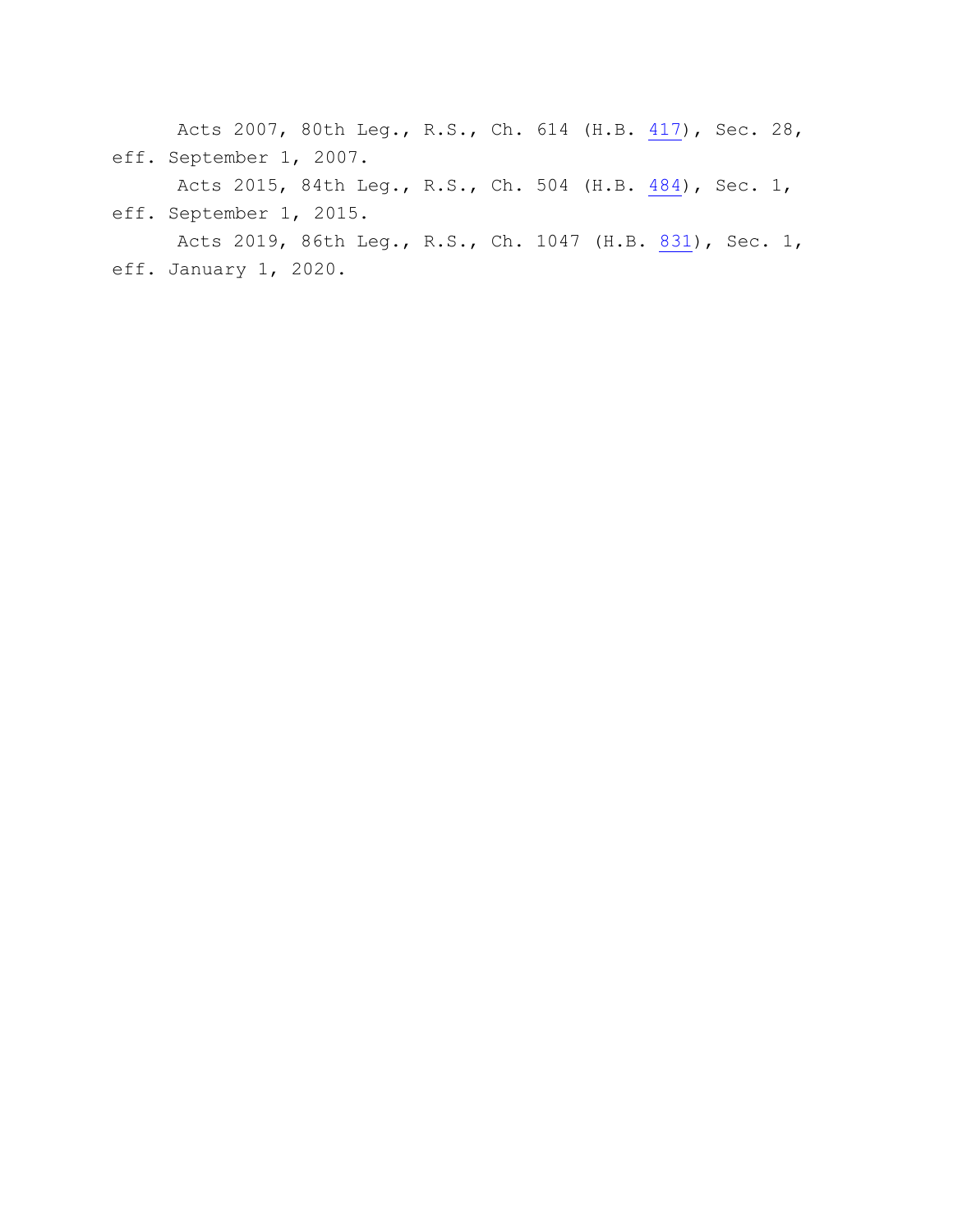Acts 2007, 80th Leg., R.S., Ch. 614 (H.B. 417), Sec. 28, eff. September 1, 2007.

Acts 2015, 84th Leg., R.S., Ch. 504 (H.B. 484), Sec. 1, eff. September 1, 2015.

Acts 2019, 86th Leg., R.S., Ch. 1047 (H.B. 831), Sec. 1, eff. January 1, 2020.